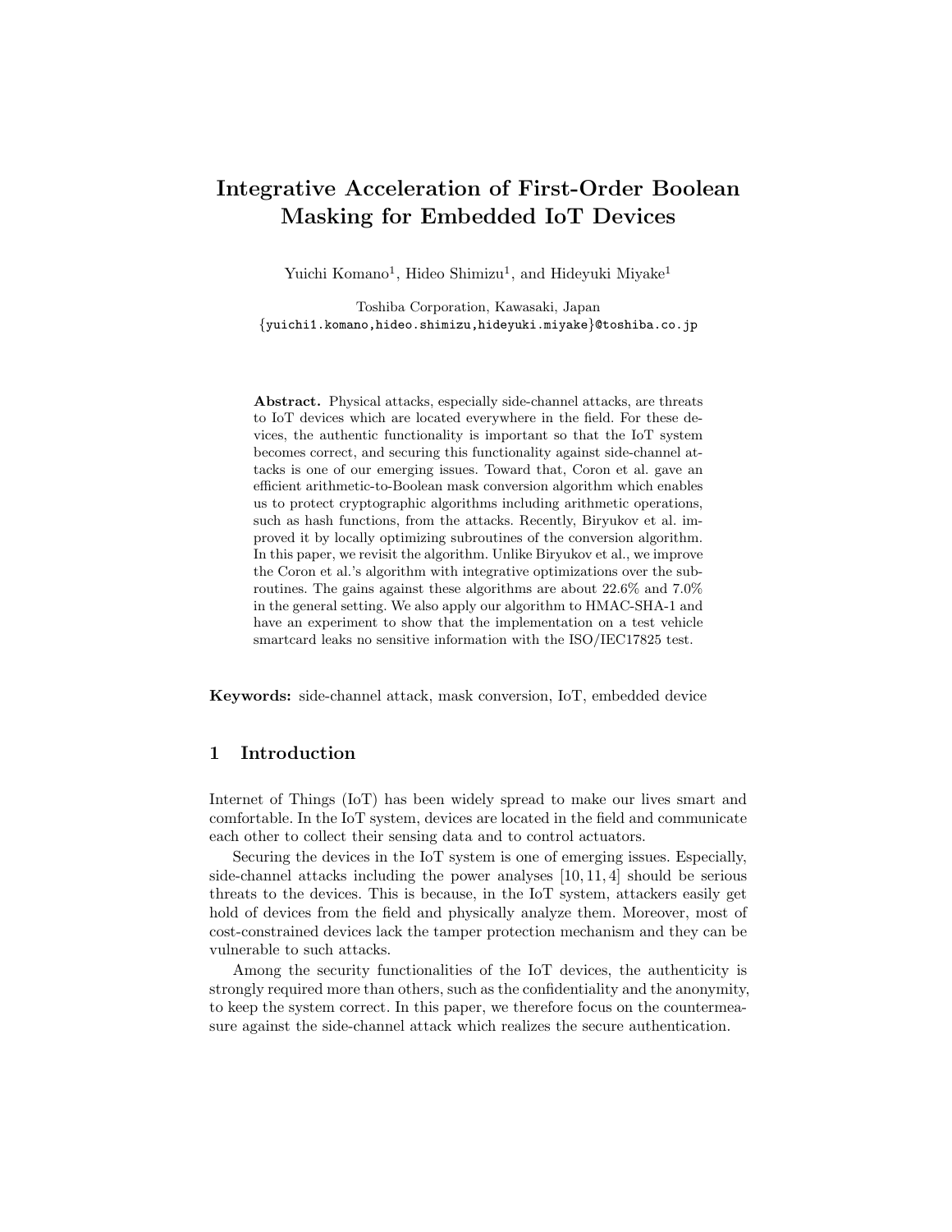# Integrative Acceleration of First-Order Boolean Masking for Embedded IoT Devices

Yuichi Komano[1], Hideo Shimizu[1], and Hideyuki Miyake[1]

Toshiba Corporation, Kawasaki, Japan
{yuichi1.komano,hideo.shimizu,hideyuki.miyake}@toshiba.co.jp

**Abstract.** Physical attacks, especially side-channel attacks, are threats to IoT devices which are located everywhere in the field. For these devices, the authentic functionality is important so that the IoT system becomes correct, and securing this functionality against side-channel attacks is one of our emerging issues. Toward that, Coron et al. gave an efficient arithmetic-to-Boolean mask conversion algorithm which enables us to protect cryptographic algorithms including arithmetic operations, such as hash functions, from the attacks. Recently, Biryukov et al. improved it by locally optimizing subroutines of the conversion algorithm. In this paper, we revisit the algorithm. Unlike Biryukov et al., we improve the Coron et al.'s algorithm with integrative optimizations over the subroutines. The gains against these algorithms are about 22.6% and 7.0% in the general setting. We also apply our algorithm to HMAC-SHA-1 and have an experiment to show that the implementation on a test vehicle smartcard leaks no sensitive information with the ISO/IEC17825 test.

**Keywords:** side-channel attack, mask conversion, IoT, embedded device

## 1 Introduction

Internet of Things (IoT) has been widely spread to make our lives smart and comfortable. In the IoT system, devices are located in the field and communicate each other to collect their sensing data and to control actuators.

Securing the devices in the IoT system is one of emerging issues. Especially, side-channel attacks including the power analyses [10, 11, 4] should be serious threats to the devices. This is because, in the IoT system, attackers easily get hold of devices from the field and physically analyze them. Moreover, most of cost-constrained devices lack the tamper protection mechanism and they can be vulnerable to such attacks.

Among the security functionalities of the IoT devices, the authenticity is strongly required more than others, such as the confidentiality and the anonymity, to keep the system correct. In this paper, we therefore focus on the countermeasure against the side-channel attack which realizes the secure authentication.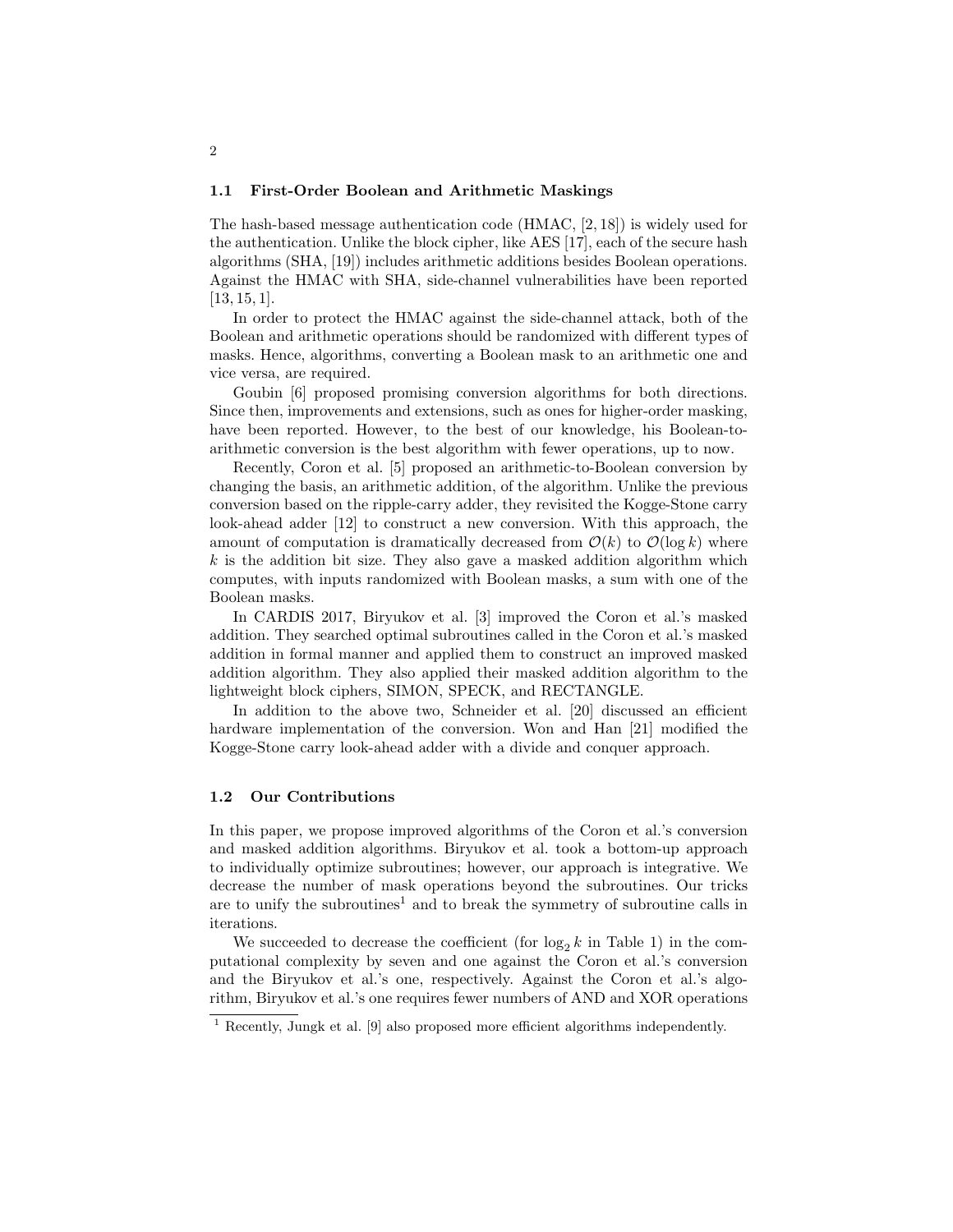### 1.1 First-Order Boolean and Arithmetic Maskings

The hash-based message authentication code (HMAC, [2, 18]) is widely used for the authentication. Unlike the block cipher, like AES [17], each of the secure hash algorithms (SHA, [19]) includes arithmetic additions besides Boolean operations. Against the HMAC with SHA, side-channel vulnerabilities have been reported [13, 15, 1].

In order to protect the HMAC against the side-channel attack, both of the Boolean and arithmetic operations should be randomized with different types of masks. Hence, algorithms, converting a Boolean mask to an arithmetic one and vice versa, are required.

Goubin [6] proposed promising conversion algorithms for both directions. Since then, improvements and extensions, such as ones for higher-order masking, have been reported. However, to the best of our knowledge, his Boolean-to-arithmetic conversion is the best algorithm with fewer operations, up to now.

Recently, Coron et al. [5] proposed an arithmetic-to-Boolean conversion by changing the basis, an arithmetic addition, of the algorithm. Unlike the previous conversion based on the ripple-carry adder, they revisited the Kogge-Stone carry look-ahead adder [12] to construct a new conversion. With this approach, the amount of computation is dramatically decreased from $\mathcal{O}(k)$ to $\mathcal{O}(\log k)$ where $k$ is the addition bit size. They also gave a masked addition algorithm which computes, with inputs randomized with Boolean masks, a sum with one of the Boolean masks.

In CARDIS 2017, Biryukov et al. [3] improved the Coron et al.'s masked addition. They searched optimal subroutines called in the Coron et al.'s masked addition in formal manner and applied them to construct an improved masked addition algorithm. They also applied their masked addition algorithm to the lightweight block ciphers, SIMON, SPECK, and RECTANGLE.

In addition to the above two, Schneider et al. [20] discussed an efficient hardware implementation of the conversion. Won and Han [21] modified the Kogge-Stone carry look-ahead adder with a divide and conquer approach.

### 1.2 Our Contributions

In this paper, we propose improved algorithms of the Coron et al.'s conversion and masked addition algorithms. Biryukov et al. took a bottom-up approach to individually optimize subroutines; however, our approach is integrative. We decrease the number of mask operations beyond the subroutines. Our tricks are to unify the subroutines[1] and to break the symmetry of subroutine calls in iterations.

We succeeded to decrease the coefficient (for $\log_2 k$ in Table 1) in the computational complexity by seven and one against the Coron et al.'s conversion and the Biryukov et al.'s one, respectively. Against the Coron et al.'s algorithm, Biryukov et al.'s one requires fewer numbers of AND and XOR operations

[1] Recently, Jungk et al. [9] also proposed more efficient algorithms independently.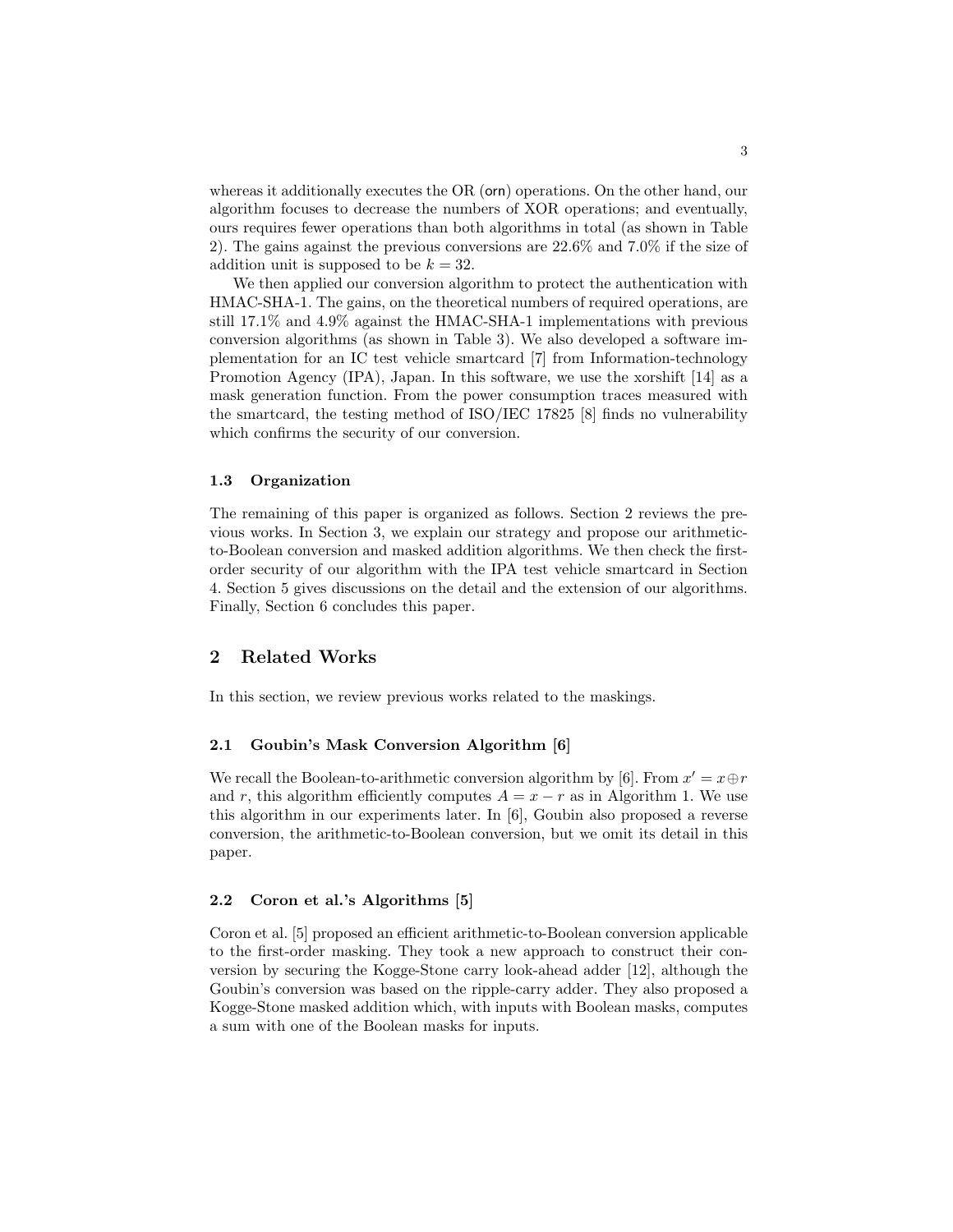whereas it additionally executes the OR (orn) operations. On the other hand, our algorithm focuses to decrease the numbers of XOR operations; and eventually, ours requires fewer operations than both algorithms in total (as shown in Table 2). The gains against the previous conversions are 22.6% and 7.0% if the size of addition unit is supposed to be $k = 32$.

We then applied our conversion algorithm to protect the authentication with HMAC-SHA-1. The gains, on the theoretical numbers of required operations, are still 17.1% and 4.9% against the HMAC-SHA-1 implementations with previous conversion algorithms (as shown in Table 3). We also developed a software implementation for an IC test vehicle smartcard [7] from Information-technology Promotion Agency (IPA), Japan. In this software, we use the xorshift [14] as a mask generation function. From the power consumption traces measured with the smartcard, the testing method of ISO/IEC 17825 [8] finds no vulnerability which confirms the security of our conversion.

### 1.3 Organization

The remaining of this paper is organized as follows. Section 2 reviews the previous works. In Section 3, we explain our strategy and propose our arithmetic-to-Boolean conversion and masked addition algorithms. We then check the first-order security of our algorithm with the IPA test vehicle smartcard in Section 4. Section 5 gives discussions on the detail and the extension of our algorithms. Finally, Section 6 concludes this paper.

## 2 Related Works

In this section, we review previous works related to the maskings.

### 2.1 Goubin's Mask Conversion Algorithm [6]

We recall the Boolean-to-arithmetic conversion algorithm by [6]. From $x' = x \oplus r$ and $r$, this algorithm efficiently computes $A = x - r$ as in Algorithm 1. We use this algorithm in our experiments later. In [6], Goubin also proposed a reverse conversion, the arithmetic-to-Boolean conversion, but we omit its detail in this paper.

### 2.2 Coron et al.'s Algorithms [5]

Coron et al. [5] proposed an efficient arithmetic-to-Boolean conversion applicable to the first-order masking. They took a new approach to construct their conversion by securing the Kogge-Stone carry look-ahead adder [12], although the Goubin's conversion was based on the ripple-carry adder. They also proposed a Kogge-Stone masked addition which, with inputs with Boolean masks, computes a sum with one of the Boolean masks for inputs.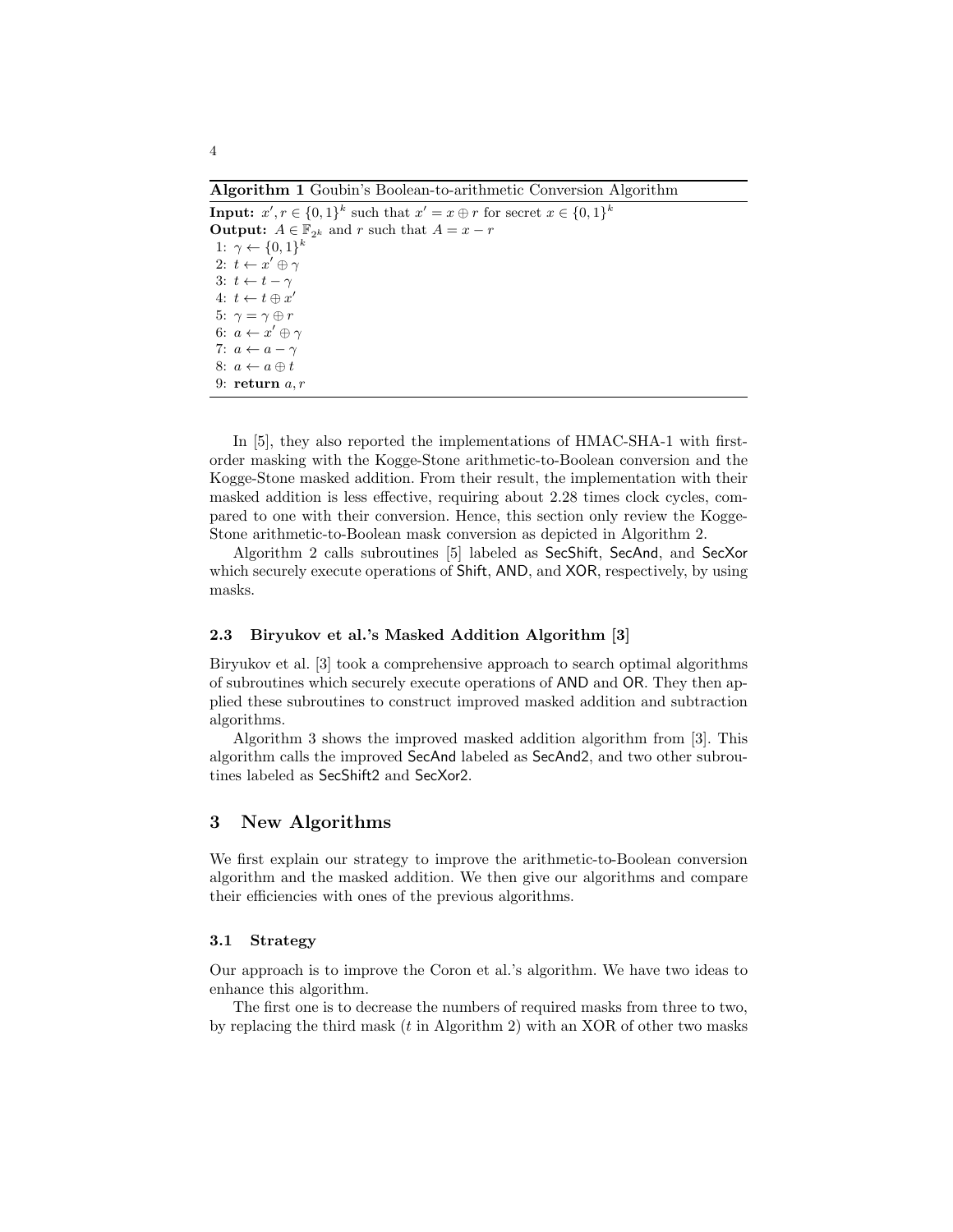**Algorithm 1** Goubin's Boolean-to-arithmetic Conversion Algorithm

**Input:** $x', r \in \{0,1\}^k$ such that $x' = x \oplus r$ for secret $x \in \{0,1\}^k$
**Output:** $A \in \mathbb{F}_{2^k}$ and $r$ such that $A = x - r$

1: $\gamma \leftarrow \{0,1\}^k$
2: $t \leftarrow x' \oplus \gamma$
3: $t \leftarrow t - \gamma$
4: $t \leftarrow t \oplus x'$
5: $\gamma = \gamma \oplus r$
6: $a \leftarrow x' \oplus \gamma$
7: $a \leftarrow a - \gamma$
8: $a \leftarrow a \oplus t$
9: **return** $a, r$

In [5], they also reported the implementations of HMAC-SHA-1 with first-order masking with the Kogge-Stone arithmetic-to-Boolean conversion and the Kogge-Stone masked addition. From their result, the implementation with their masked addition is less effective, requiring about 2.28 times clock cycles, compared to one with their conversion. Hence, this section only review the Kogge-Stone arithmetic-to-Boolean mask conversion as depicted in Algorithm 2.

Algorithm 2 calls subroutines [5] labeled as SecShift, SecAnd, and SecXor which securely execute operations of Shift, AND, and XOR, respectively, by using masks.

### 2.3 Biryukov et al.'s Masked Addition Algorithm [3]

Biryukov et al. [3] took a comprehensive approach to search optimal algorithms of subroutines which securely execute operations of AND and OR. They then applied these subroutines to construct improved masked addition and subtraction algorithms.

Algorithm 3 shows the improved masked addition algorithm from [3]. This algorithm calls the improved SecAnd labeled as SecAnd2, and two other subroutines labeled as SecShift2 and SecXor2.

## 3 New Algorithms

We first explain our strategy to improve the arithmetic-to-Boolean conversion algorithm and the masked addition. We then give our algorithms and compare their efficiencies with ones of the previous algorithms.

### 3.1 Strategy

Our approach is to improve the Coron et al.'s algorithm. We have two ideas to enhance this algorithm.

The first one is to decrease the numbers of required masks from three to two, by replacing the third mask ($t$ in Algorithm 2) with an XOR of other two masks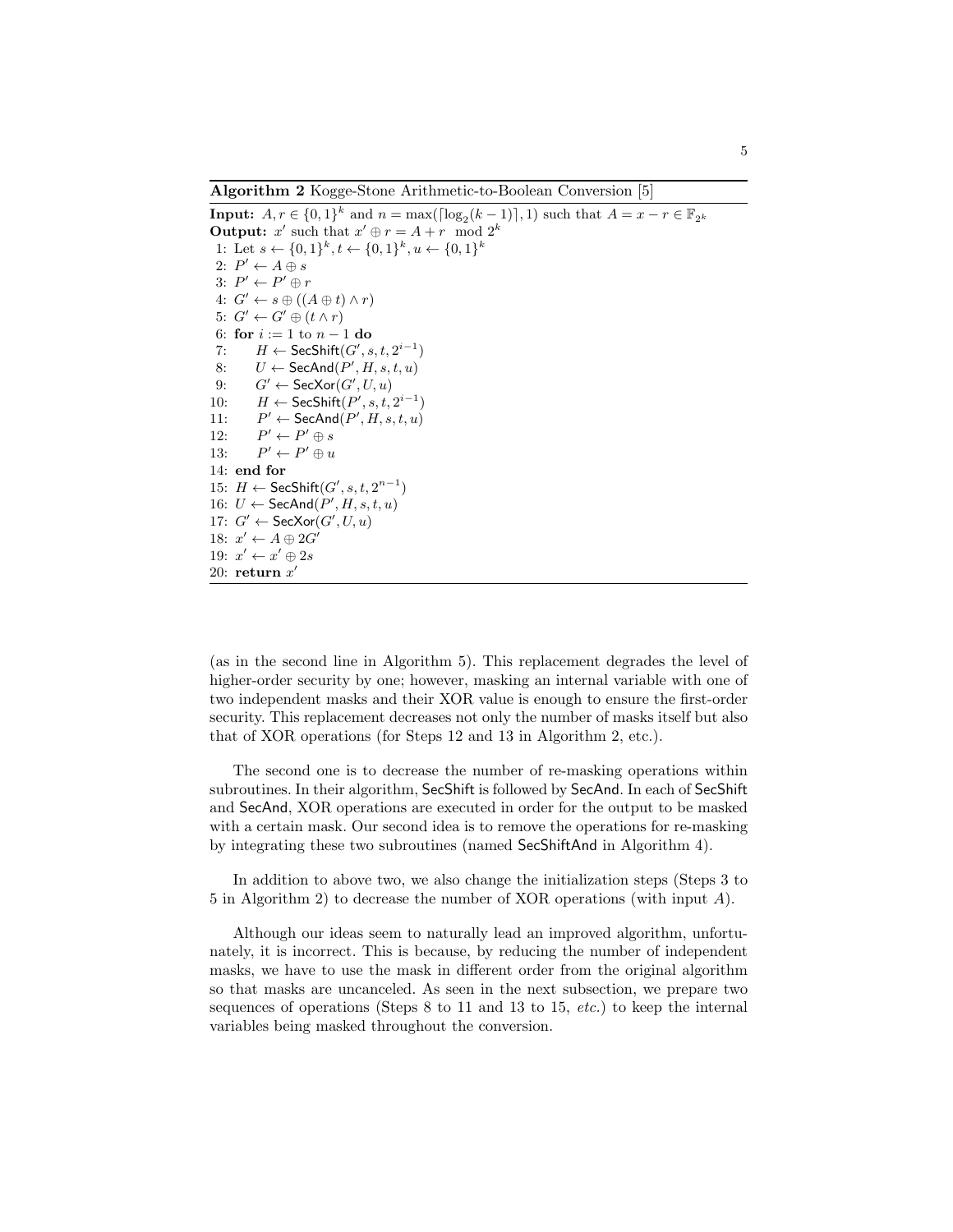**Algorithm 2** Kogge-Stone Arithmetic-to-Boolean Conversion [5]

**Input:** $A, r \in \{0,1\}^k$ and $n = \max(\lceil \log_2(k-1) \rceil, 1)$ such that $A = x - r \in \mathbb{F}_{2^k}$
**Output:** $x'$ such that $x' \oplus r = A + r \mod 2^k$

1: Let $s \leftarrow \{0,1\}^k, t \leftarrow \{0,1\}^k, u \leftarrow \{0,1\}^k$
2: $P' \leftarrow A \oplus s$
3: $P' \leftarrow P' \oplus r$
4: $G' \leftarrow s \oplus ((A \oplus t) \wedge r)$
5: $G' \leftarrow G' \oplus (t \wedge r)$
6: **for** $i := 1$ to $n-1$ **do**
7: $\quad H \leftarrow \mathsf{SecShift}(G', s, t, 2^{i-1})$
8: $\quad U \leftarrow \mathsf{SecAnd}(P', H, s, t, u)$
9: $\quad G' \leftarrow \mathsf{SecXor}(G', U, u)$
10: $\quad H \leftarrow \mathsf{SecShift}(P', s, t, 2^{i-1})$
11: $\quad P' \leftarrow \mathsf{SecAnd}(P', H, s, t, u)$
12: $\quad P' \leftarrow P' \oplus s$
13: $\quad P' \leftarrow P' \oplus u$
14: **end for**
15: $H \leftarrow \mathsf{SecShift}(G', s, t, 2^{n-1})$
16: $U \leftarrow \mathsf{SecAnd}(P', H, s, t, u)$
17: $G' \leftarrow \mathsf{SecXor}(G', U, u)$
18: $x' \leftarrow A \oplus 2G'$
19: $x' \leftarrow x' \oplus 2s$
20: **return** $x'$

(as in the second line in Algorithm 5). This replacement degrades the level of higher-order security by one; however, masking an internal variable with one of two independent masks and their XOR value is enough to ensure the first-order security. This replacement decreases not only the number of masks itself but also that of XOR operations (for Steps 12 and 13 in Algorithm 2, etc.).

The second one is to decrease the number of re-masking operations within subroutines. In their algorithm, SecShift is followed by SecAnd. In each of SecShift and SecAnd, XOR operations are executed in order for the output to be masked with a certain mask. Our second idea is to remove the operations for re-masking by integrating these two subroutines (named SecShiftAnd in Algorithm 4).

In addition to above two, we also change the initialization steps (Steps 3 to 5 in Algorithm 2) to decrease the number of XOR operations (with input $A$).

Although our ideas seem to naturally lead an improved algorithm, unfortunately, it is incorrect. This is because, by reducing the number of independent masks, we have to use the mask in different order from the original algorithm so that masks are uncanceled. As seen in the next subsection, we prepare two sequences of operations (Steps 8 to 11 and 13 to 15, *etc.*) to keep the internal variables being masked throughout the conversion.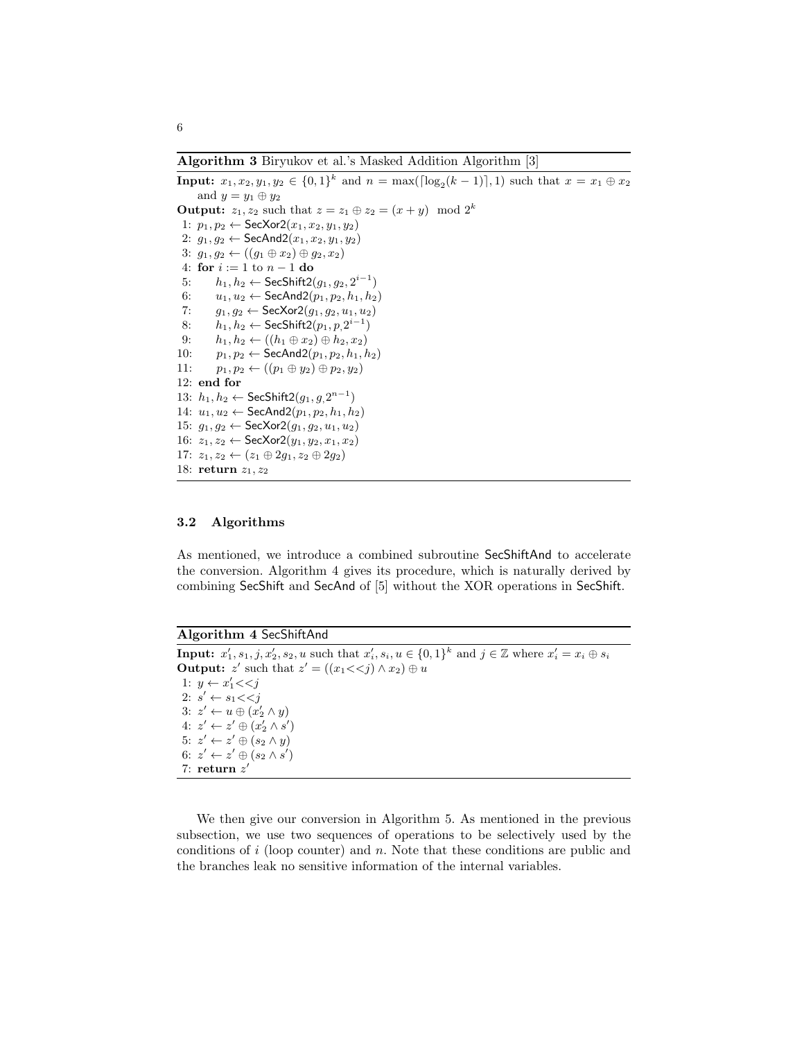**Algorithm 3** Biryukov et al.'s Masked Addition Algorithm [3]

**Input:** $x_1, x_2, y_1, y_2 \in \{0,1\}^k$ and $n = \max(\lceil \log_2(k-1) \rceil, 1)$ such that $x = x_1 \oplus x_2$ and $y = y_1 \oplus y_2$
**Output:** $z_1, z_2$ such that $z = z_1 \oplus z_2 = (x + y) \mod 2^k$

1: $p_1, p_2 \leftarrow \mathsf{SecXor2}(x_1, x_2, y_1, y_2)$
2: $g_1, g_2 \leftarrow \mathsf{SecAnd2}(x_1, x_2, y_1, y_2)$
3: $g_1, g_2 \leftarrow ((g_1 \oplus x_2) \oplus g_2, x_2)$
4: **for** $i := 1$ to $n - 1$ **do**
5: $\quad h_1, h_2 \leftarrow \mathsf{SecShift2}(g_1, g_2, 2^{i-1})$
6: $\quad u_1, u_2 \leftarrow \mathsf{SecAnd2}(p_1, p_2, h_1, h_2)$
7: $\quad g_1, g_2 \leftarrow \mathsf{SecXor2}(g_1, g_2, u_1, u_2)$
8: $\quad h_1, h_2 \leftarrow \mathsf{SecShift2}(p_1, p_, 2^{i-1})$
9: $\quad h_1, h_2 \leftarrow ((h_1 \oplus x_2) \oplus h_2, x_2)$
10: $\quad p_1, p_2 \leftarrow \mathsf{SecAnd2}(p_1, p_2, h_1, h_2)$
11: $\quad p_1, p_2 \leftarrow ((p_1 \oplus y_2) \oplus p_2, y_2)$
12: **end for**
13: $h_1, h_2 \leftarrow \mathsf{SecShift2}(g_1, g_, 2^{n-1})$
14: $u_1, u_2 \leftarrow \mathsf{SecAnd2}(p_1, p_2, h_1, h_2)$
15: $g_1, g_2 \leftarrow \mathsf{SecXor2}(g_1, g_2, u_1, u_2)$
16: $z_1, z_2 \leftarrow \mathsf{SecXor2}(y_1, y_2, x_1, x_2)$
17: $z_1, z_2 \leftarrow (z_1 \oplus 2g_1, z_2 \oplus 2g_2)$
18: **return** $z_1, z_2$

### 3.2 Algorithms

As mentioned, we introduce a combined subroutine SecShiftAnd to accelerate the conversion. Algorithm 4 gives its procedure, which is naturally derived by combining SecShift and SecAnd of [5] without the XOR operations in SecShift.

**Algorithm 4** SecShiftAnd

**Input:** $x'_1, s_1, j, x'_2, s_2, u$ such that $x'_i, s_i, u \in \{0,1\}^k$ and $j \in \mathbb{Z}$ where $x'_i = x_i \oplus s_i$
**Output:** $z'$ such that $z' = ((x_1 << j) \wedge x_2) \oplus u$

1: $y \leftarrow x'_1 << j$
2: $s' \leftarrow s_1 << j$
3: $z' \leftarrow u \oplus (x'_2 \wedge y)$
4: $z' \leftarrow z' \oplus (x'_2 \wedge s')$
5: $z' \leftarrow z' \oplus (s_2 \wedge y)$
6: $z' \leftarrow z' \oplus (s_2 \wedge s')$
7: **return** $z'$

We then give our conversion in Algorithm 5. As mentioned in the previous subsection, we use two sequences of operations to be selectively used by the conditions of $i$ (loop counter) and $n$. Note that these conditions are public and the branches leak no sensitive information of the internal variables.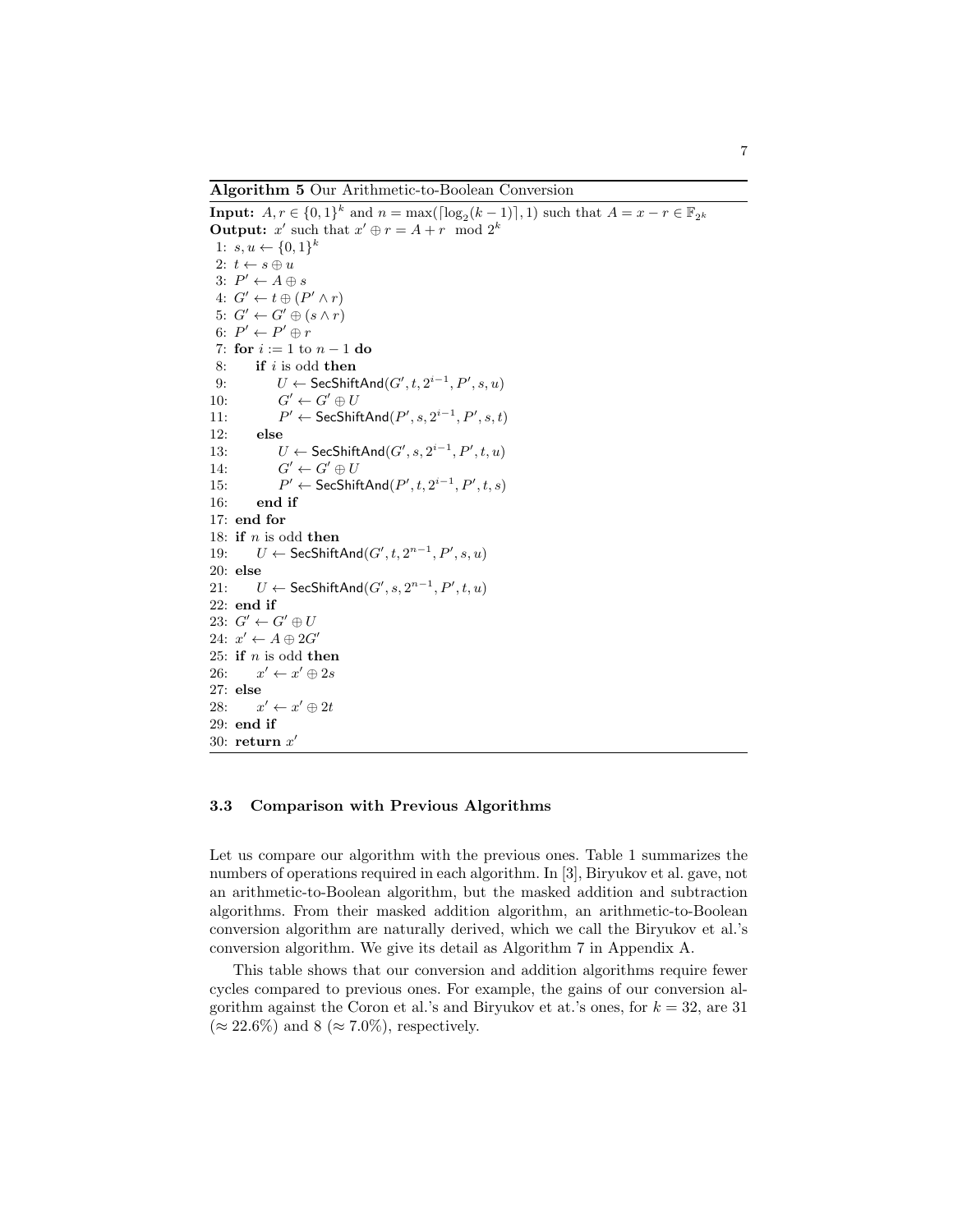**Algorithm 5** Our Arithmetic-to-Boolean Conversion

```
Input: A, r ∈ {0,1}^k and n = max(⌈log_2(k − 1)⌉, 1) such that A = x − r ∈ F_{2^k}
Output: x' such that x' ⊕ r = A + r  mod 2^k
 1: s, u ← {0,1}^k
 2: t ← s ⊕ u
 3: P' ← A ⊕ s
 4: G' ← t ⊕ (P' ∧ r)
 5: G' ← G' ⊕ (s ∧ r)
 6: P' ← P' ⊕ r
 7: for i := 1 to n − 1 do
 8:     if i is odd then
 9:         U ← SecShiftAnd(G', t, 2^{i−1}, P', s, u)
10:         G' ← G' ⊕ U
11:         P' ← SecShiftAnd(P', s, 2^{i−1}, P', s, t)
12:     else
13:         U ← SecShiftAnd(G', s, 2^{i−1}, P', t, u)
14:         G' ← G' ⊕ U
15:         P' ← SecShiftAnd(P', t, 2^{i−1}, P', t, s)
16:     end if
17: end for
18: if n is odd then
19:     U ← SecShiftAnd(G', t, 2^{n−1}, P', s, u)
20: else
21:     U ← SecShiftAnd(G', s, 2^{n−1}, P', t, u)
22: end if
23: G' ← G' ⊕ U
24: x' ← A ⊕ 2G'
25: if n is odd then
26:     x' ← x' ⊕ 2s
27: else
28:     x' ← x' ⊕ 2t
29: end if
30: return x'
```

### 3.3 Comparison with Previous Algorithms

Let us compare our algorithm with the previous ones. Table 1 summarizes the numbers of operations required in each algorithm. In [3], Biryukov et al. gave, not an arithmetic-to-Boolean algorithm, but the masked addition and subtraction algorithms. From their masked addition algorithm, an arithmetic-to-Boolean conversion algorithm are naturally derived, which we call the Biryukov et al.'s conversion algorithm. We give its detail as Algorithm 7 in Appendix A.

This table shows that our conversion and addition algorithms require fewer cycles compared to previous ones. For example, the gains of our conversion algorithm against the Coron et al.'s and Biryukov et at.'s ones, for $k = 32$, are 31 ($\approx 22.6\%$) and 8 ($\approx 7.0\%$), respectively.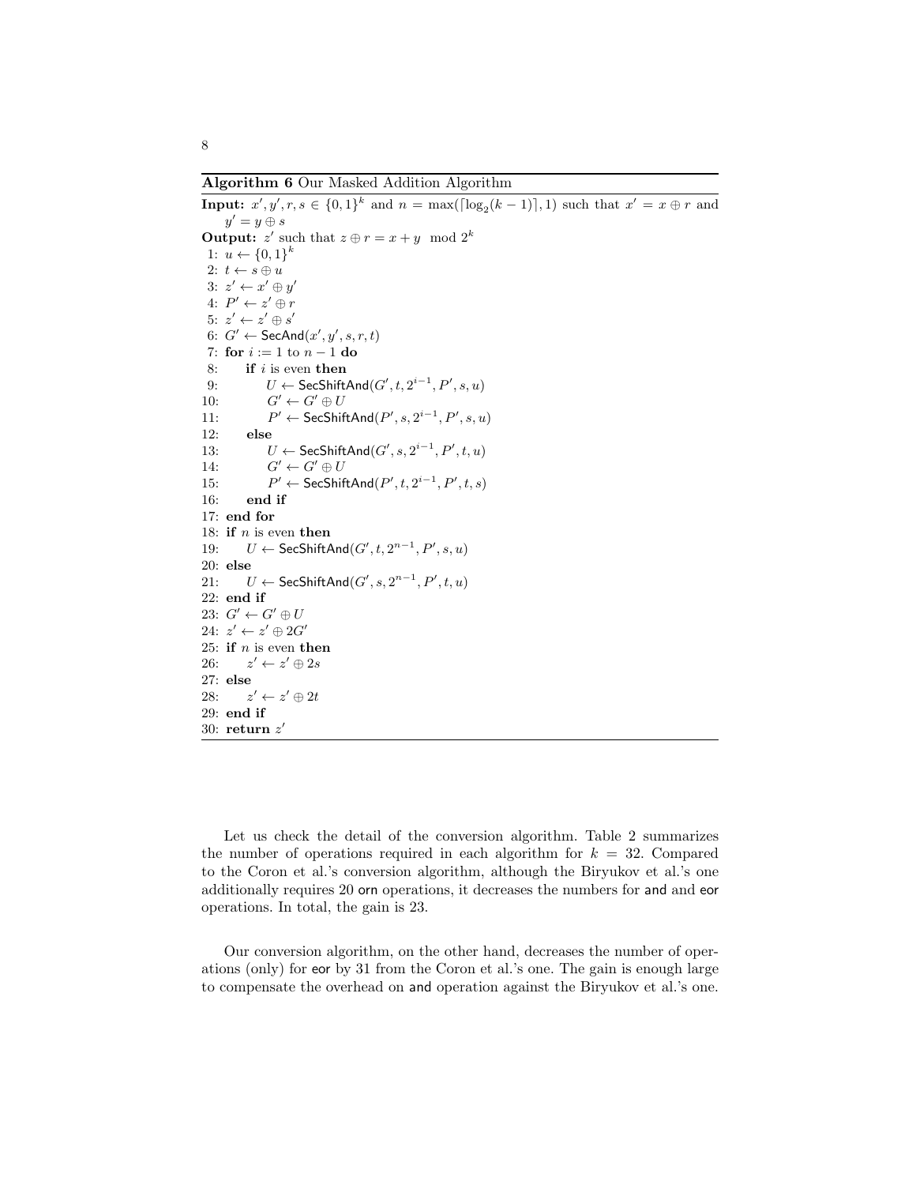**Algorithm 6** Our Masked Addition Algorithm

**Input:** $x', y', r, s \in \{0,1\}^k$ and $n = \max(\lceil \log_2(k-1) \rceil, 1)$ such that $x' = x \oplus r$ and $y' = y \oplus s$

**Output:** $z'$ such that $z \oplus r = x + y \mod 2^k$

```
1: u ← {0,1}^k
2: t ← s ⊕ u
3: z' ← x' ⊕ y'
4: P' ← z' ⊕ r
5: z' ← z' ⊕ s'
6: G' ← SecAnd(x', y', s, r, t)
7: for i := 1 to n − 1 do
8:     if i is even then
9:         U ← SecShiftAnd(G', t, 2^{i−1}, P', s, u)
10:        G' ← G' ⊕ U
11:        P' ← SecShiftAnd(P', s, 2^{i−1}, P', s, u)
12:    else
13:        U ← SecShiftAnd(G', s, 2^{i−1}, P', t, u)
14:        G' ← G' ⊕ U
15:        P' ← SecShiftAnd(P', t, 2^{i−1}, P', t, s)
16:    end if
17: end for
18: if n is even then
19:     U ← SecShiftAnd(G', t, 2^{n−1}, P', s, u)
20: else
21:     U ← SecShiftAnd(G', s, 2^{n−1}, P', t, u)
22: end if
23: G' ← G' ⊕ U
24: z' ← z' ⊕ 2G'
25: if n is even then
26:     z' ← z' ⊕ 2s
27: else
28:     z' ← z' ⊕ 2t
29: end if
30: return z'
```

Let us check the detail of the conversion algorithm. Table 2 summarizes the number of operations required in each algorithm for $k = 32$. Compared to the Coron et al.'s conversion algorithm, although the Biryukov et al.'s one additionally requires 20 orn operations, it decreases the numbers for and and eor operations. In total, the gain is 23.

Our conversion algorithm, on the other hand, decreases the number of operations (only) for eor by 31 from the Coron et al.'s one. The gain is enough large to compensate the overhead on and operation against the Biryukov et al.'s one.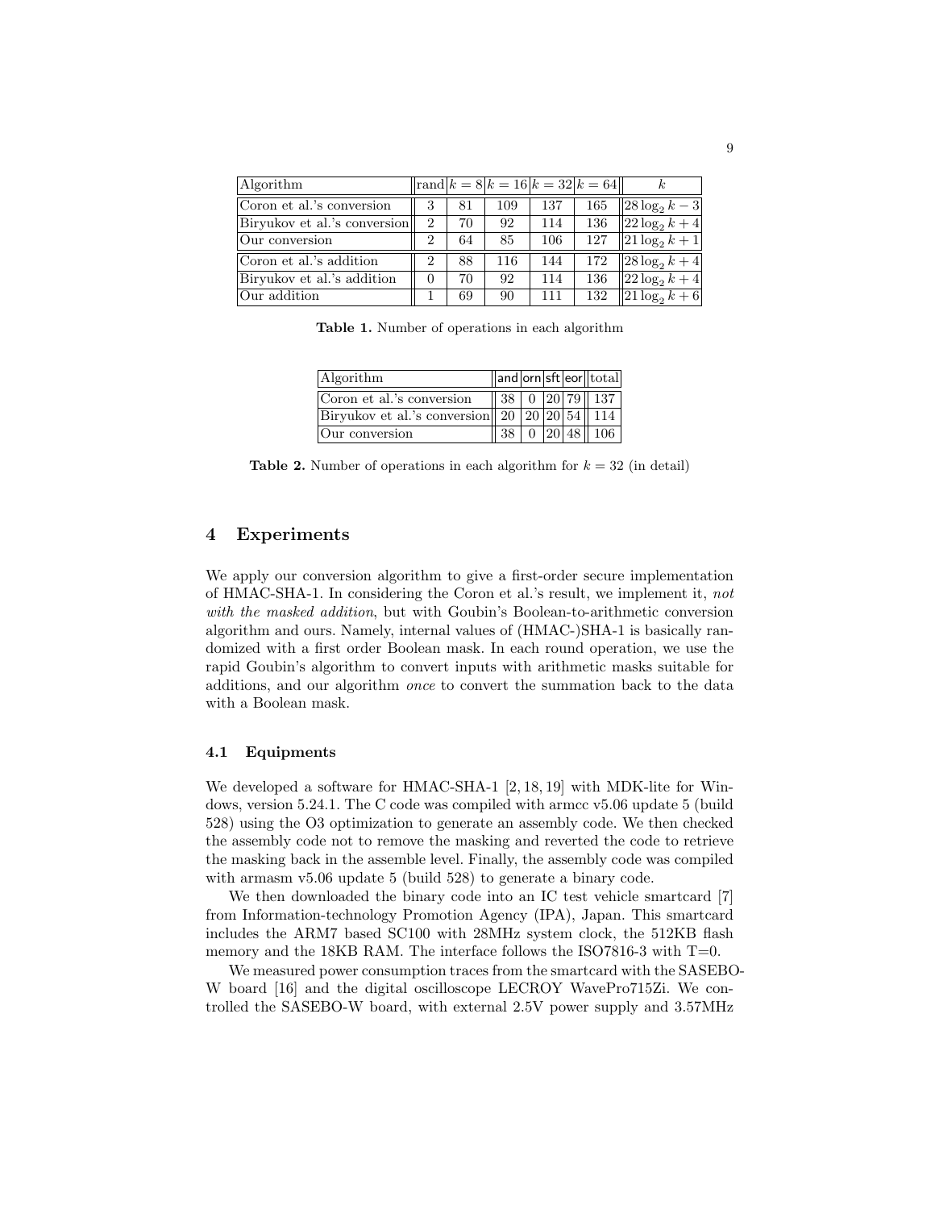| Algorithm | rand | $k = 8$ | $k = 16$ | $k = 32$ | $k = 64$ | $k$ |
|---|---|---|---|---|---|---|
| Coron et al.'s conversion | 3 | 81 | 109 | 137 | 165 | $28 \log_2 k - 3$ |
| Biryukov et al.'s conversion | 2 | 70 | 92 | 114 | 136 | $22 \log_2 k + 4$ |
| Our conversion | 2 | 64 | 85 | 106 | 127 | $21 \log_2 k + 1$ |
| Coron et al.'s addition | 2 | 88 | 116 | 144 | 172 | $28 \log_2 k + 4$ |
| Biryukov et al.'s addition | 0 | 70 | 92 | 114 | 136 | $22 \log_2 k + 4$ |
| Our addition | 1 | 69 | 90 | 111 | 132 | $21 \log_2 k + 6$ |

**Table 1.** Number of operations in each algorithm

| Algorithm | and | orn | sft | eor | total |
|---|---|---|---|---|---|
| Coron et al.'s conversion | 38 | 0 | 20 | 79 | 137 |
| Biryukov et al.'s conversion | 20 | 20 | 20 | 54 | 114 |
| Our conversion | 38 | 0 | 20 | 48 | 106 |

**Table 2.** Number of operations in each algorithm for $k = 32$ (in detail)

## 4 Experiments

We apply our conversion algorithm to give a first-order secure implementation of HMAC-SHA-1. In considering the Coron et al.'s result, we implement it, *not with the masked addition*, but with Goubin's Boolean-to-arithmetic conversion algorithm and ours. Namely, internal values of (HMAC-)SHA-1 is basically randomized with a first order Boolean mask. In each round operation, we use the rapid Goubin's algorithm to convert inputs with arithmetic masks suitable for additions, and our algorithm *once* to convert the summation back to the data with a Boolean mask.

### 4.1 Equipments

We developed a software for HMAC-SHA-1 [2, 18, 19] with MDK-lite for Windows, version 5.24.1. The C code was compiled with armcc v5.06 update 5 (build 528) using the O3 optimization to generate an assembly code. We then checked the assembly code not to remove the masking and reverted the code to retrieve the masking back in the assemble level. Finally, the assembly code was compiled with armasm v5.06 update 5 (build 528) to generate a binary code.

We then downloaded the binary code into an IC test vehicle smartcard [7] from Information-technology Promotion Agency (IPA), Japan. This smartcard includes the ARM7 based SC100 with 28MHz system clock, the 512KB flash memory and the 18KB RAM. The interface follows the ISO7816-3 with T=0.

We measured power consumption traces from the smartcard with the SASEBO-W board [16] and the digital oscilloscope LECROY WavePro715Zi. We controlled the SASEBO-W board, with external 2.5V power supply and 3.57MHz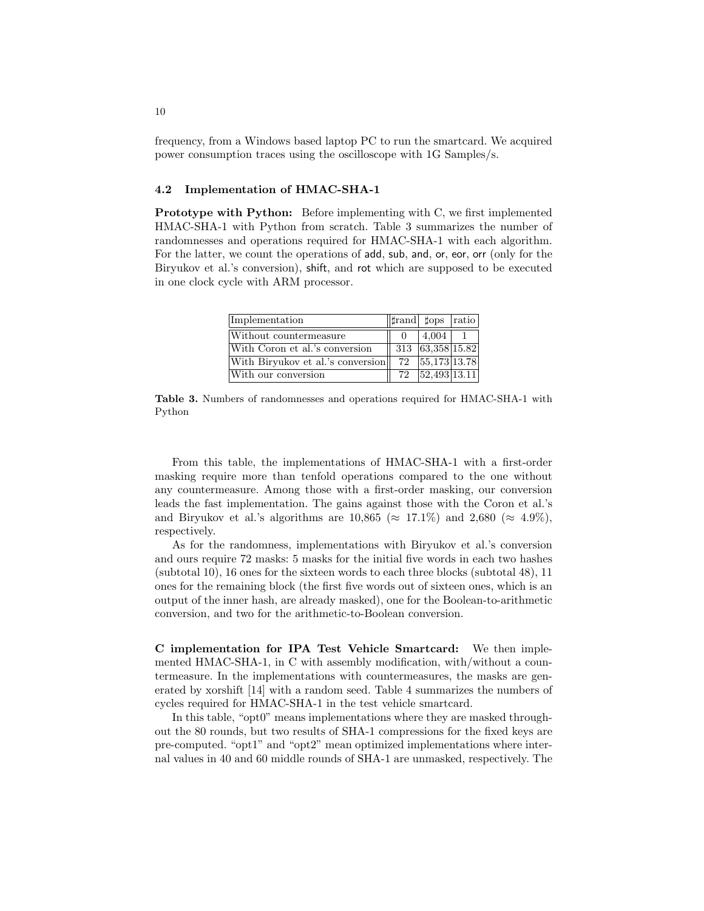frequency, from a Windows based laptop PC to run the smartcard. We acquired power consumption traces using the oscilloscope with 1G Samples/s.

### 4.2 Implementation of HMAC-SHA-1

**Prototype with Python:** Before implementing with C, we first implemented HMAC-SHA-1 with Python from scratch. Table 3 summarizes the number of randomnesses and operations required for HMAC-SHA-1 with each algorithm. For the latter, we count the operations of add, sub, and, or, eor, orr (only for the Biryukov et al.'s conversion), shift, and rot which are supposed to be executed in one clock cycle with ARM processor.

| Implementation | ♯rand | ♯ops | ratio |
|---|---|---|---|
| Without countermeasure | 0 | 4,004 | 1 |
| With Coron et al.'s conversion | 313 | 63,358 | 15.82 |
| With Biryukov et al.'s conversion | 72 | 55,173 | 13.78 |
| With our conversion | 72 | 52,493 | 13.11 |

**Table 3.** Numbers of randomnesses and operations required for HMAC-SHA-1 with Python

From this table, the implementations of HMAC-SHA-1 with a first-order masking require more than tenfold operations compared to the one without any countermeasure. Among those with a first-order masking, our conversion leads the fast implementation. The gains against those with the Coron et al.'s and Biryukov et al.'s algorithms are 10,865 ($\approx$ 17.1%) and 2,680 ($\approx$ 4.9%), respectively.

As for the randomness, implementations with Biryukov et al.'s conversion and ours require 72 masks: 5 masks for the initial five words in each two hashes (subtotal 10), 16 ones for the sixteen words to each three blocks (subtotal 48), 11 ones for the remaining block (the first five words out of sixteen ones, which is an output of the inner hash, are already masked), one for the Boolean-to-arithmetic conversion, and two for the arithmetic-to-Boolean conversion.

**C implementation for IPA Test Vehicle Smartcard:** We then implemented HMAC-SHA-1, in C with assembly modification, with/without a countermeasure. In the implementations with countermeasures, the masks are generated by xorshift [14] with a random seed. Table 4 summarizes the numbers of cycles required for HMAC-SHA-1 in the test vehicle smartcard.

In this table, "opt0" means implementations where they are masked throughout the 80 rounds, but two results of SHA-1 compressions for the fixed keys are pre-computed. "opt1" and "opt2" mean optimized implementations where internal values in 40 and 60 middle rounds of SHA-1 are unmasked, respectively. The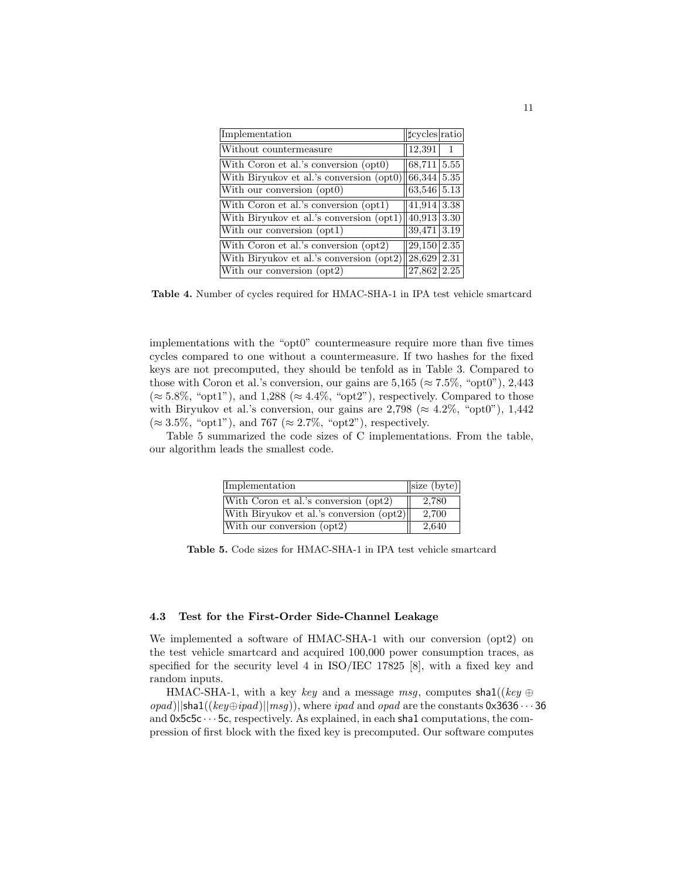| Implementation | ♯cycles | ratio |
|---|---|---|
| Without countermeasure | 12,391 | 1 |
| With Coron et al.'s conversion (opt0) | 68,711 | 5.55 |
| With Biryukov et al.'s conversion (opt0) | 66,344 | 5.35 |
| With our conversion (opt0) | 63,546 | 5.13 |
| With Coron et al.'s conversion (opt1) | 41,914 | 3.38 |
| With Biryukov et al.'s conversion (opt1) | 40,913 | 3.30 |
| With our conversion (opt1) | 39,471 | 3.19 |
| With Coron et al.'s conversion (opt2) | 29,150 | 2.35 |
| With Biryukov et al.'s conversion (opt2) | 28,629 | 2.31 |
| With our conversion (opt2) | 27,862 | 2.25 |

**Table 4.** Number of cycles required for HMAC-SHA-1 in IPA test vehicle smartcard

implementations with the "opt0" countermeasure require more than five times cycles compared to one without a countermeasure. If two hashes for the fixed keys are not precomputed, they should be tenfold as in Table 3. Compared to those with Coron et al.'s conversion, our gains are 5,165 ($\approx 7.5\%$, "opt0"), 2,443 ($\approx 5.8\%$, "opt1"), and 1,288 ($\approx 4.4\%$, "opt2"), respectively. Compared to those with Biryukov et al.'s conversion, our gains are 2,798 ($\approx 4.2\%$, "opt0"), 1,442 ($\approx 3.5\%$, "opt1"), and 767 ($\approx 2.7\%$, "opt2"), respectively.

Table 5 summarized the code sizes of C implementations. From the table, our algorithm leads the smallest code.

| Implementation | size (byte) |
|---|---|
| With Coron et al.'s conversion (opt2) | 2,780 |
| With Biryukov et al.'s conversion (opt2) | 2,700 |
| With our conversion (opt2) | 2,640 |

**Table 5.** Code sizes for HMAC-SHA-1 in IPA test vehicle smartcard

### 4.3 Test for the First-Order Side-Channel Leakage

We implemented a software of HMAC-SHA-1 with our conversion (opt2) on the test vehicle smartcard and acquired 100,000 power consumption traces, as specified for the security level 4 in ISO/IEC 17825 [8], with a fixed key and random inputs.

HMAC-SHA-1, with a key *key* and a message *msg*, computes $\mathsf{sha1}((key \oplus opad)||\mathsf{sha1}((key \oplus ipad)||msg))$, where *ipad* and *opad* are the constants 0x3636 $\cdots$ 36 and 0x5c5c $\cdots$ 5c, respectively. As explained, in each sha1 computations, the compression of first block with the fixed key is precomputed. Our software computes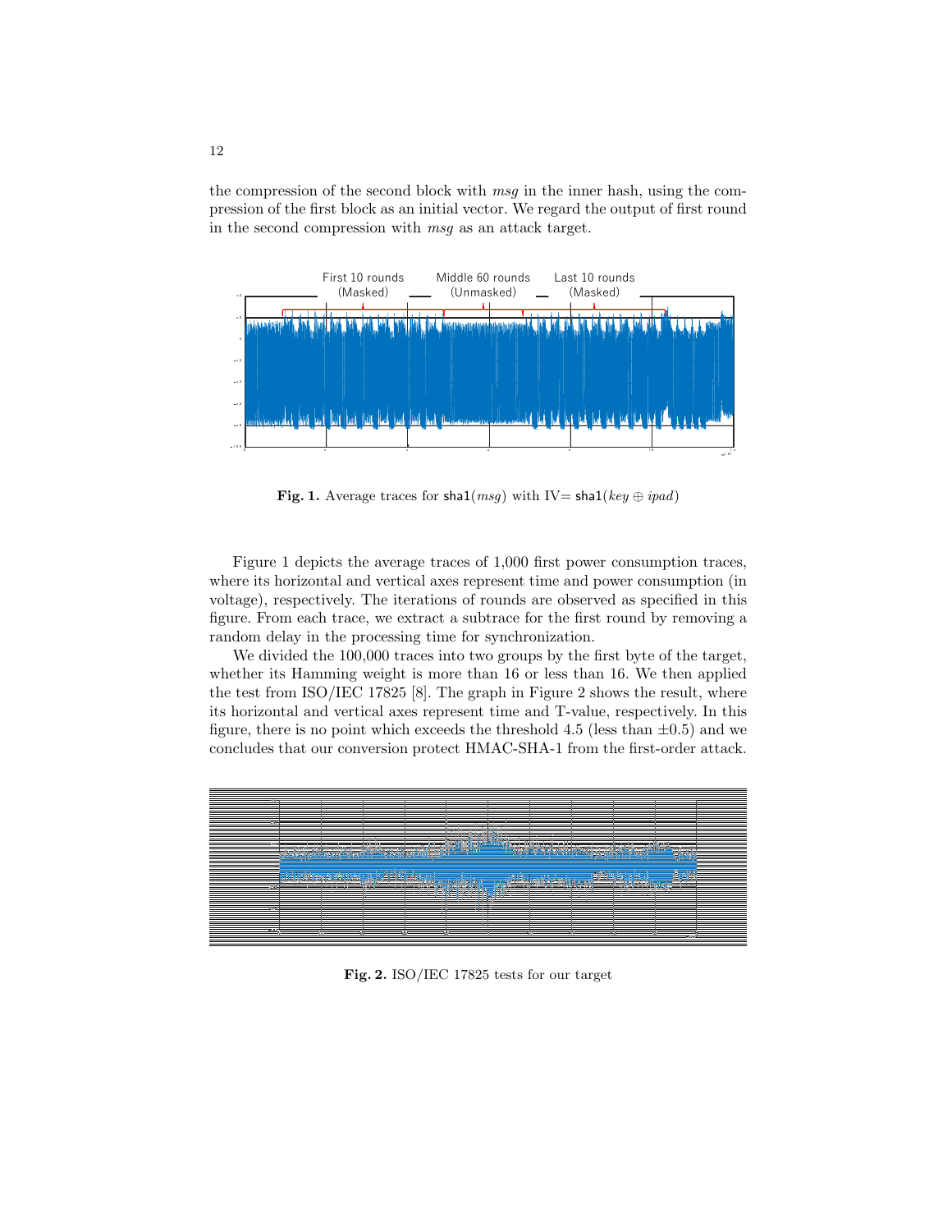the compression of the second block with *msg* in the inner hash, using the compression of the first block as an initial vector. We regard the output of first round in the second compression with *msg* as an attack target.

First 10 rounds (Masked) — Middle 60 rounds (Unmasked) — Last 10 rounds (Masked)

**Fig. 1.** Average traces for $\mathsf{sha1}(msg)$ with IV= $\mathsf{sha1}(key \oplus ipad)$

Figure 1 depicts the average traces of 1,000 first power consumption traces, where its horizontal and vertical axes represent time and power consumption (in voltage), respectively. The iterations of rounds are observed as specified in this figure. From each trace, we extract a subtrace for the first round by removing a random delay in the processing time for synchronization.

We divided the 100,000 traces into two groups by the first byte of the target, whether its Hamming weight is more than 16 or less than 16. We then applied the test from ISO/IEC 17825 [8]. The graph in Figure 2 shows the result, where its horizontal and vertical axes represent time and T-value, respectively. In this figure, there is no point which exceeds the threshold 4.5 (less than ±0.5) and we concludes that our conversion protect HMAC-SHA-1 from the first-order attack.

**Fig. 2.** ISO/IEC 17825 tests for our target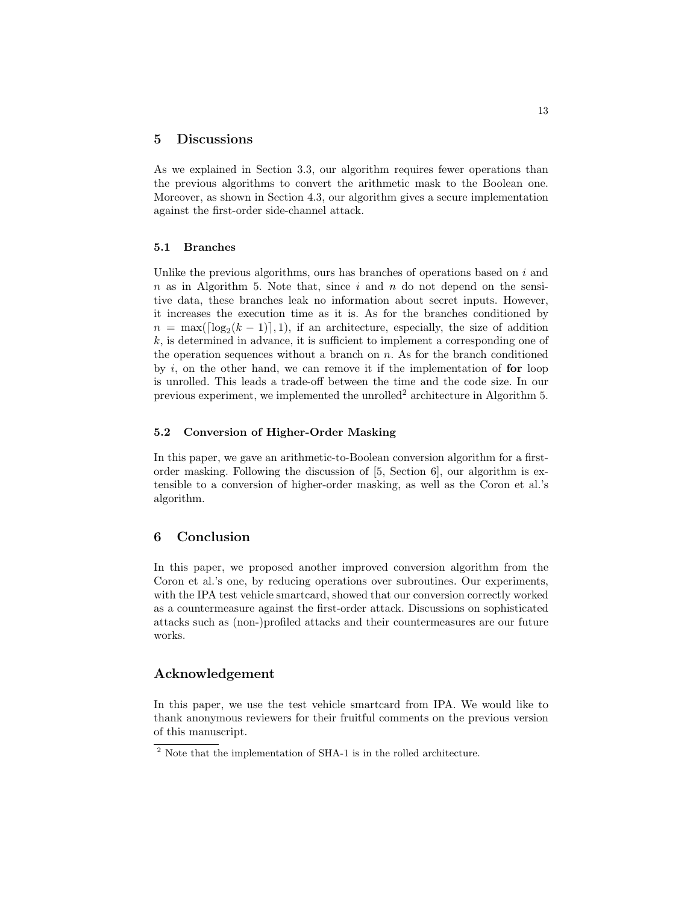## 5 Discussions

As we explained in Section 3.3, our algorithm requires fewer operations than the previous algorithms to convert the arithmetic mask to the Boolean one. Moreover, as shown in Section 4.3, our algorithm gives a secure implementation against the first-order side-channel attack.

### 5.1 Branches

Unlike the previous algorithms, ours has branches of operations based on $i$ and $n$ as in Algorithm 5. Note that, since $i$ and $n$ do not depend on the sensitive data, these branches leak no information about secret inputs. However, it increases the execution time as it is. As for the branches conditioned by $n = \max(\lceil \log_2(k-1) \rceil, 1)$, if an architecture, especially, the size of addition $k$, is determined in advance, it is sufficient to implement a corresponding one of the operation sequences without a branch on $n$. As for the branch conditioned by $i$, on the other hand, we can remove it if the implementation of **for** loop is unrolled. This leads a trade-off between the time and the code size. In our previous experiment, we implemented the unrolled[2] architecture in Algorithm 5.

### 5.2 Conversion of Higher-Order Masking

In this paper, we gave an arithmetic-to-Boolean conversion algorithm for a first-order masking. Following the discussion of [5, Section 6], our algorithm is extensible to a conversion of higher-order masking, as well as the Coron et al.'s algorithm.

## 6 Conclusion

In this paper, we proposed another improved conversion algorithm from the Coron et al.'s one, by reducing operations over subroutines. Our experiments, with the IPA test vehicle smartcard, showed that our conversion correctly worked as a countermeasure against the first-order attack. Discussions on sophisticated attacks such as (non-)profiled attacks and their countermeasures are our future works.

## Acknowledgement

In this paper, we use the test vehicle smartcard from IPA. We would like to thank anonymous reviewers for their fruitful comments on the previous version of this manuscript.

[2] Note that the implementation of SHA-1 is in the rolled architecture.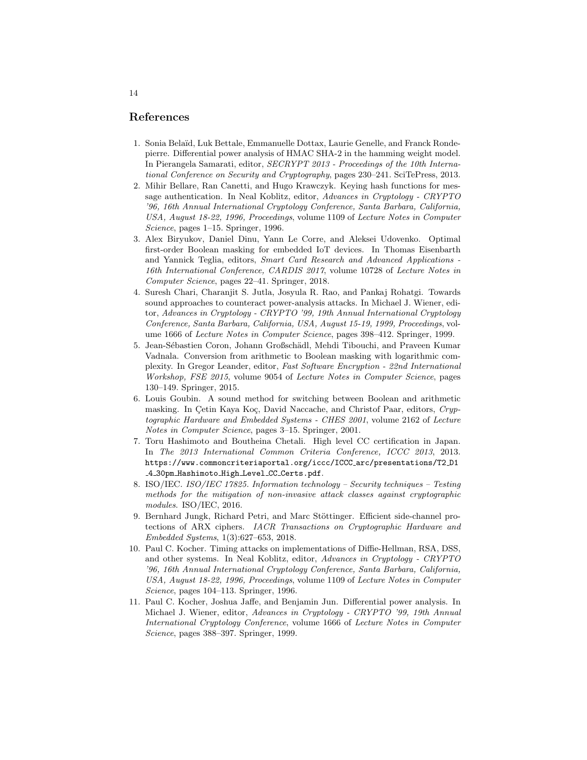## References

1. Sonia Belaïd, Luk Bettale, Emmanuelle Dottax, Laurie Genelle, and Franck Rondepierre. Differential power analysis of HMAC SHA-2 in the hamming weight model. In Pierangela Samarati, editor, *SECRYPT 2013 - Proceedings of the 10th International Conference on Security and Cryptography*, pages 230–241. SciTePress, 2013.
2. Mihir Bellare, Ran Canetti, and Hugo Krawczyk. Keying hash functions for message authentication. In Neal Koblitz, editor, *Advances in Cryptology - CRYPTO '96, 16th Annual International Cryptology Conference, Santa Barbara, California, USA, August 18-22, 1996, Proceedings*, volume 1109 of *Lecture Notes in Computer Science*, pages 1–15. Springer, 1996.
3. Alex Biryukov, Daniel Dinu, Yann Le Corre, and Aleksei Udovenko. Optimal first-order Boolean masking for embedded IoT devices. In Thomas Eisenbarth and Yannick Teglia, editors, *Smart Card Research and Advanced Applications - 16th International Conference, CARDIS 2017*, volume 10728 of *Lecture Notes in Computer Science*, pages 22–41. Springer, 2018.
4. Suresh Chari, Charanjit S. Jutla, Josyula R. Rao, and Pankaj Rohatgi. Towards sound approaches to counteract power-analysis attacks. In Michael J. Wiener, editor, *Advances in Cryptology - CRYPTO '99, 19th Annual International Cryptology Conference, Santa Barbara, California, USA, August 15-19, 1999, Proceedings*, volume 1666 of *Lecture Notes in Computer Science*, pages 398–412. Springer, 1999.
5. Jean-Sébastien Coron, Johann Großschädl, Mehdi Tibouchi, and Praveen Kumar Vadnala. Conversion from arithmetic to Boolean masking with logarithmic complexity. In Gregor Leander, editor, *Fast Software Encryption - 22nd International Workshop, FSE 2015*, volume 9054 of *Lecture Notes in Computer Science*, pages 130–149. Springer, 2015.
6. Louis Goubin. A sound method for switching between Boolean and arithmetic masking. In Çetin Kaya Koç, David Naccache, and Christof Paar, editors, *Cryptographic Hardware and Embedded Systems - CHES 2001*, volume 2162 of *Lecture Notes in Computer Science*, pages 3–15. Springer, 2001.
7. Toru Hashimoto and Boutheina Chetali. High level CC certification in Japan. In *The 2013 International Common Criteria Conference, ICCC 2013*, 2013. `https://www.commoncriteriaportal.org/iccc/ICCC_arc/presentations/T2_D1_4_30pm_Hashimoto_High_Level_CC_Certs.pdf`.
8. ISO/IEC. *ISO/IEC 17825. Information technology – Security techniques – Testing methods for the mitigation of non-invasive attack classes against cryptographic modules*. ISO/IEC, 2016.
9. Bernhard Jungk, Richard Petri, and Marc Stöttinger. Efficient side-channel protections of ARX ciphers. *IACR Transactions on Cryptographic Hardware and Embedded Systems*, 1(3):627–653, 2018.
10. Paul C. Kocher. Timing attacks on implementations of Diffie-Hellman, RSA, DSS, and other systems. In Neal Koblitz, editor, *Advances in Cryptology - CRYPTO '96, 16th Annual International Cryptology Conference, Santa Barbara, California, USA, August 18-22, 1996, Proceedings*, volume 1109 of *Lecture Notes in Computer Science*, pages 104–113. Springer, 1996.
11. Paul C. Kocher, Joshua Jaffe, and Benjamin Jun. Differential power analysis. In Michael J. Wiener, editor, *Advances in Cryptology - CRYPTO '99, 19th Annual International Cryptology Conference*, volume 1666 of *Lecture Notes in Computer Science*, pages 388–397. Springer, 1999.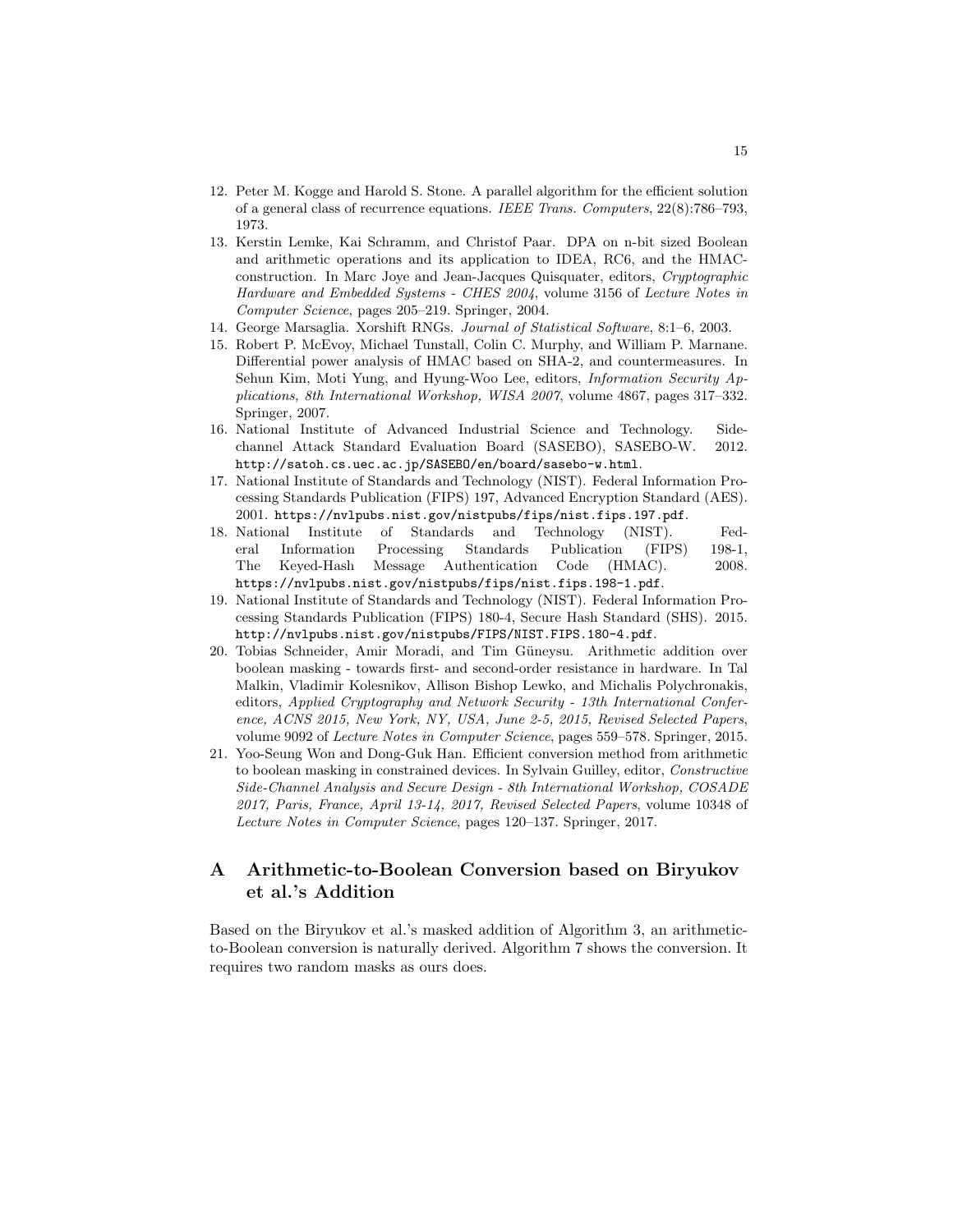12. Peter M. Kogge and Harold S. Stone. A parallel algorithm for the efficient solution of a general class of recurrence equations. *IEEE Trans. Computers*, 22(8):786–793, 1973.
13. Kerstin Lemke, Kai Schramm, and Christof Paar. DPA on n-bit sized Boolean and arithmetic operations and its application to IDEA, RC6, and the HMAC-construction. In Marc Joye and Jean-Jacques Quisquater, editors, *Cryptographic Hardware and Embedded Systems - CHES 2004*, volume 3156 of *Lecture Notes in Computer Science*, pages 205–219. Springer, 2004.
14. George Marsaglia. Xorshift RNGs. *Journal of Statistical Software*, 8:1–6, 2003.
15. Robert P. McEvoy, Michael Tunstall, Colin C. Murphy, and William P. Marnane. Differential power analysis of HMAC based on SHA-2, and countermeasures. In Sehun Kim, Moti Yung, and Hyung-Woo Lee, editors, *Information Security Applications, 8th International Workshop, WISA 2007*, volume 4867, pages 317–332. Springer, 2007.
16. National Institute of Advanced Industrial Science and Technology. Side-channel Attack Standard Evaluation Board (SASEBO), SASEBO-W. 2012. `http://satoh.cs.uec.ac.jp/SASEBO/en/board/sasebo-w.html`.
17. National Institute of Standards and Technology (NIST). Federal Information Processing Standards Publication (FIPS) 197, Advanced Encryption Standard (AES). 2001. `https://nvlpubs.nist.gov/nistpubs/fips/nist.fips.197.pdf`.
18. National Institute of Standards and Technology (NIST). Federal Information Processing Standards Publication (FIPS) 198-1, The Keyed-Hash Message Authentication Code (HMAC). 2008. `https://nvlpubs.nist.gov/nistpubs/fips/nist.fips.198-1.pdf`.
19. National Institute of Standards and Technology (NIST). Federal Information Processing Standards Publication (FIPS) 180-4, Secure Hash Standard (SHS). 2015. `http://nvlpubs.nist.gov/nistpubs/FIPS/NIST.FIPS.180-4.pdf`.
20. Tobias Schneider, Amir Moradi, and Tim Güneysu. Arithmetic addition over boolean masking - towards first- and second-order resistance in hardware. In Tal Malkin, Vladimir Kolesnikov, Allison Bishop Lewko, and Michalis Polychronakis, editors, *Applied Cryptography and Network Security - 13th International Conference, ACNS 2015, New York, NY, USA, June 2-5, 2015, Revised Selected Papers*, volume 9092 of *Lecture Notes in Computer Science*, pages 559–578. Springer, 2015.
21. Yoo-Seung Won and Dong-Guk Han. Efficient conversion method from arithmetic to boolean masking in constrained devices. In Sylvain Guilley, editor, *Constructive Side-Channel Analysis and Secure Design - 8th International Workshop, COSADE 2017, Paris, France, April 13-14, 2017, Revised Selected Papers*, volume 10348 of *Lecture Notes in Computer Science*, pages 120–137. Springer, 2017.

# A Arithmetic-to-Boolean Conversion based on Biryukov et al.'s Addition

Based on the Biryukov et al.'s masked addition of Algorithm 3, an arithmetic-to-Boolean conversion is naturally derived. Algorithm 7 shows the conversion. It requires two random masks as ours does.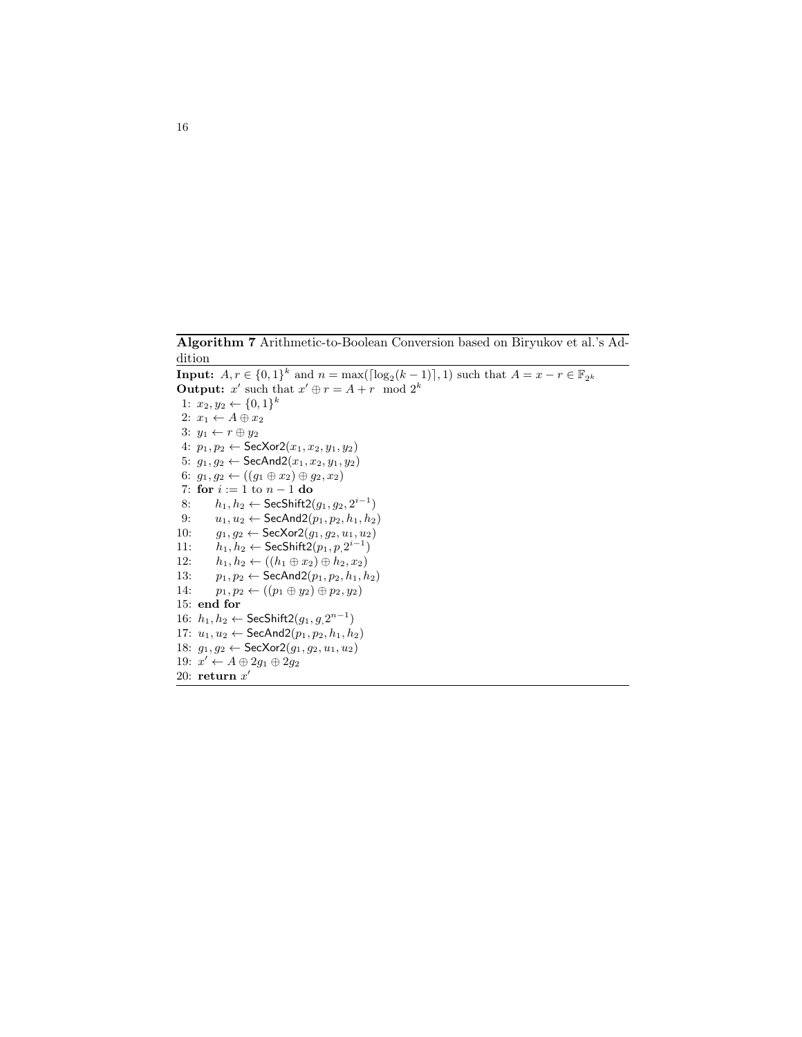**Algorithm 7** Arithmetic-to-Boolean Conversion based on Biryukov et al.'s Addition

**Input:** $A, r \in \{0,1\}^k$ and $n = \max(\lceil \log_2(k-1) \rceil, 1)$ such that $A = x - r \in \mathbb{F}_{2^k}$

**Output:** $x'$ such that $x' \oplus r = A + r \mod 2^k$

1: $x_2, y_2 \leftarrow \{0,1\}^k$

2: $x_1 \leftarrow A \oplus x_2$

3: $y_1 \leftarrow r \oplus y_2$

4: $p_1, p_2 \leftarrow \mathsf{SecXor2}(x_1, x_2, y_1, y_2)$

5: $g_1, g_2 \leftarrow \mathsf{SecAnd2}(x_1, x_2, y_1, y_2)$

6: $g_1, g_2 \leftarrow ((g_1 \oplus x_2) \oplus g_2, x_2)$

7: **for** $i := 1$ to $n - 1$ **do**

8: $\quad h_1, h_2 \leftarrow \mathsf{SecShift2}(g_1, g_2, 2^{i-1})$

9: $\quad u_1, u_2 \leftarrow \mathsf{SecAnd2}(p_1, p_2, h_1, h_2)$

10: $\quad g_1, g_2 \leftarrow \mathsf{SecXor2}(g_1, g_2, u_1, u_2)$

11: $\quad h_1, h_2 \leftarrow \mathsf{SecShift2}(p_1, p_, 2^{i-1})$

12: $\quad h_1, h_2 \leftarrow ((h_1 \oplus x_2) \oplus h_2, x_2)$

13: $\quad p_1, p_2 \leftarrow \mathsf{SecAnd2}(p_1, p_2, h_1, h_2)$

14: $\quad p_1, p_2 \leftarrow ((p_1 \oplus y_2) \oplus p_2, y_2)$

15: **end for**

16: $h_1, h_2 \leftarrow \mathsf{SecShift2}(g_1, g, 2^{n-1})$

17: $u_1, u_2 \leftarrow \mathsf{SecAnd2}(p_1, p_2, h_1, h_2)$

18: $g_1, g_2 \leftarrow \mathsf{SecXor2}(g_1, g_2, u_1, u_2)$

19: $x' \leftarrow A \oplus 2g_1 \oplus 2g_2$

20: **return** $x'$